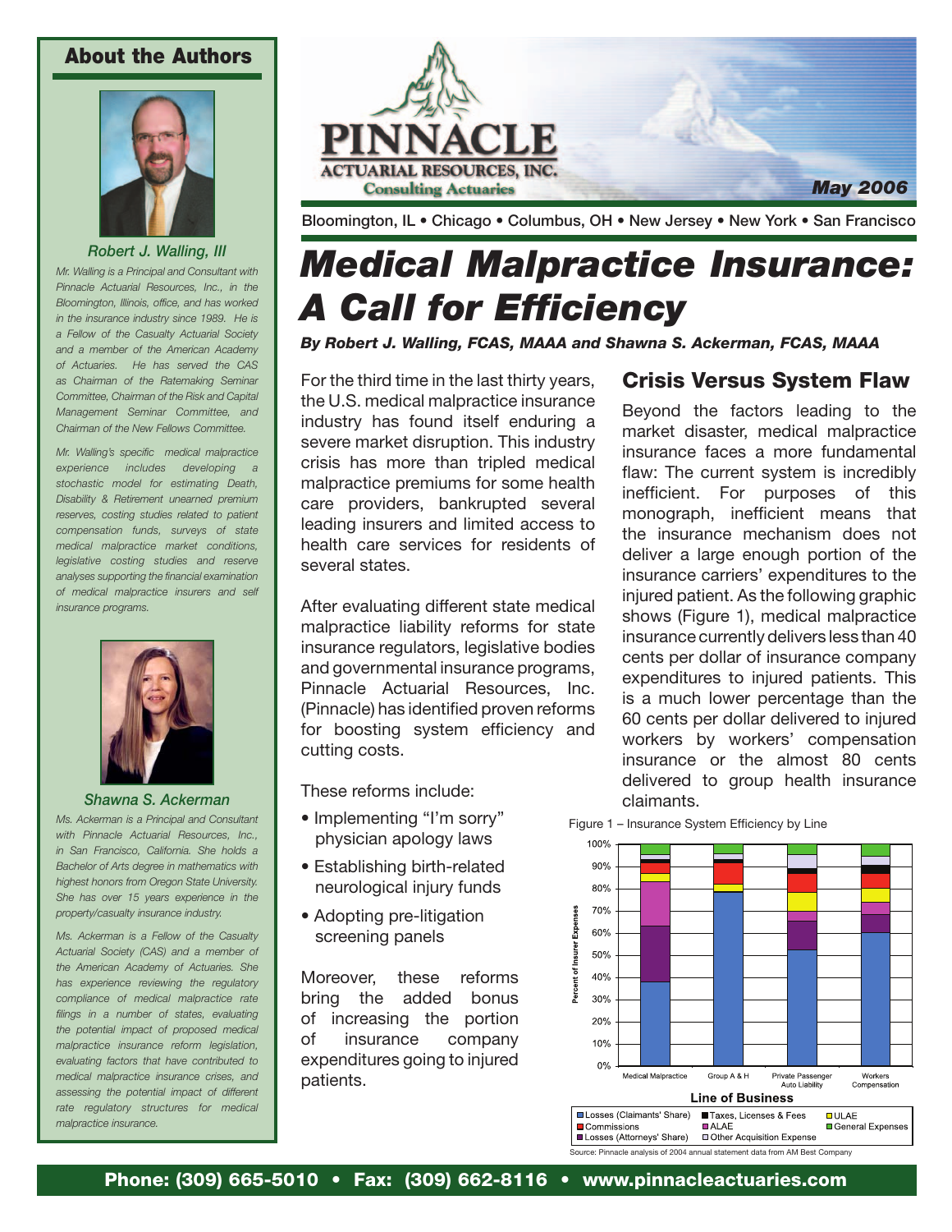# Medical Malpractice Insurance: A Call for Efficiency

***By Robert J. Walling, FCAS, MAAA and Shawna S. Ackerman, FCAS, MAAA***

May 2006

Bloomington, IL • Chicago • Columbus, OH • New Jersey • New York • San Francisco

For the third time in the last thirty years, the U.S. medical malpractice insurance industry has found itself enduring a severe market disruption. This industry crisis has more than tripled medical malpractice premiums for some health care providers, bankrupted several leading insurers and limited access to health care services for residents of several states.

After evaluating different state medical malpractice liability reforms for state insurance regulators, legislative bodies and governmental insurance programs, Pinnacle Actuarial Resources, Inc. (Pinnacle) has identified proven reforms for boosting system efficiency and cutting costs.

These reforms include:

- Implementing "I'm sorry" physician apology laws
- Establishing birth-related neurological injury funds
- Adopting pre-litigation screening panels

Moreover, these reforms bring the added bonus of increasing the portion of insurance company expenditures going to injured patients.

## Crisis Versus System Flaw

Beyond the factors leading to the market disaster, medical malpractice insurance faces a more fundamental flaw: The current system is incredibly inefficient. For purposes of this monograph, inefficient means that the insurance mechanism does not deliver a large enough portion of the insurance carriers' expenditures to the injured patient. As the following graphic shows (Figure 1), medical malpractice insurance currently delivers less than 40 cents per dollar of insurance company expenditures to injured patients. This is a much lower percentage than the 60 cents per dollar delivered to injured workers by workers' compensation insurance or the almost 80 cents delivered to group health insurance claimants.

Figure 1 – Insurance System Efficiency by Line

Line of Business: Medical Malpractice, Group A & H, Private Passenger Auto Liability, Workers Compensation

Legend: Losses (Claimants' Share); Commissions; Losses (Attorneys' Share); Taxes, Licenses & Fees; ALAE; Other Acquisition Expense; ULAE; General Expenses

Source: Pinnacle analysis of 2004 annual statement data from AM Best Company

## About the Authors

**Robert J. Walling, III**

*Mr. Walling is a Principal and Consultant with Pinnacle Actuarial Resources, Inc., in the Bloomington, Illinois, office, and has worked in the insurance industry since 1989. He is a Fellow of the Casualty Actuarial Society and a member of the American Academy of Actuaries. He has served the CAS as Chairman of the Ratemaking Seminar Committee, Chairman of the Risk and Capital Management Seminar Committee, and Chairman of the New Fellows Committee.*

*Mr. Walling's specific medical malpractice experience includes developing a stochastic model for estimating Death, Disability & Retirement unearned premium reserves, costing studies related to patient compensation funds, surveys of state medical malpractice market conditions, legislative costing studies and reserve analyses supporting the financial examination of medical malpractice insurers and self insurance programs.*

**Shawna S. Ackerman**

*Ms. Ackerman is a Principal and Consultant with Pinnacle Actuarial Resources, Inc., in San Francisco, California. She holds a Bachelor of Arts degree in mathematics with highest honors from Oregon State University. She has over 15 years experience in the property/casualty insurance industry.*

*Ms. Ackerman is a Fellow of the Casualty Actuarial Society (CAS) and a member of the American Academy of Actuaries. She has experience reviewing the regulatory compliance of medical malpractice rate filings in a number of states, evaluating the potential impact of proposed medical malpractice insurance reform legislation, evaluating factors that have contributed to medical malpractice insurance crises, and assessing the potential impact of different rate regulatory structures for medical malpractice insurance.*

**Phone: (309) 665-5010 • Fax: (309) 662-8116 • www.pinnacleactuaries.com**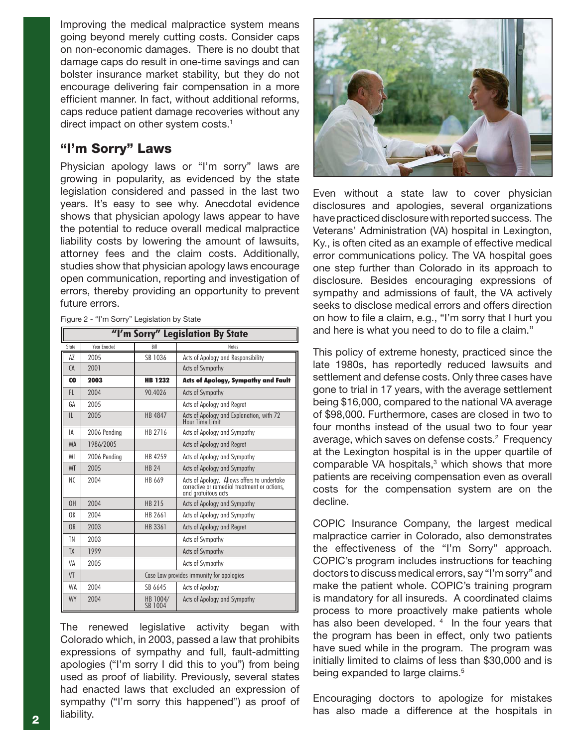Improving the medical malpractice system means going beyond merely cutting costs. Consider caps on non-economic damages. There is no doubt that damage caps do result in one-time savings and can bolster insurance market stability, but they do not encourage delivering fair compensation in a more efficient manner. In fact, without additional reforms, caps reduce patient damage recoveries without any direct impact on other system costs.[1]

## "I'm Sorry" Laws

Physician apology laws or "I'm sorry" laws are growing in popularity, as evidenced by the state legislation considered and passed in the last two years. It's easy to see why. Anecdotal evidence shows that physician apology laws appear to have the potential to reduce overall medical malpractice liability costs by lowering the amount of lawsuits, attorney fees and the claim costs. Additionally, studies show that physician apology laws encourage open communication, reporting and investigation of errors, thereby providing an opportunity to prevent future errors.

Figure 2 - "I'm Sorry" Legislation by State

**"I'm Sorry" Legislation By State**

| State | Year Enacted | Bill | Notes |
|---|---|---|---|
| AZ | 2005 | SB 1036 | Acts of Apology and Responsibility |
| CA | 2001 | | Acts of Sympathy |
| **CO** | **2003** | **HB 1232** | **Acts of Apology, Sympathy and Fault** |
| FL | 2004 | 90.4026 | Acts of Sympathy |
| GA | 2005 | | Acts of Apology and Regret |
| IL | 2005 | HB 4847 | Acts of Apology and Explanation, with 72 Hour Time Limit |
| IA | 2006 Pending | HB 2716 | Acts of Apology and Sympathy |
| MA | 1986/2005 | | Acts of Apology and Regret |
| MI | 2006 Pending | HB 4259 | Acts of Apology and Sympathy |
| MT | 2005 | HB 24 | Acts of Apology and Sympathy |
| NC | 2004 | HB 669 | Acts of Apology. Allows offers to undertake corrective or remedial treatment or actions, and gratuitous acts |
| OH | 2004 | HB 215 | Acts of Apology and Sympathy |
| OK | 2004 | HB 2661 | Acts of Apology and Sympathy |
| OR | 2003 | HB 3361 | Acts of Apology and Regret |
| TN | 2003 | | Acts of Sympathy |
| TX | 1999 | | Acts of Sympathy |
| VA | 2005 | | Acts of Sympathy |
| VT | | Case Law provides immunity for apologies | |
| WA | 2004 | SB 6645 | Acts of Apology |
| WY | 2004 | HB 1004/ SB 1004 | Acts of Apology and Sympathy |

The renewed legislative activity began with Colorado which, in 2003, passed a law that prohibits expressions of sympathy and full, fault-admitting apologies ("I'm sorry I did this to you") from being used as proof of liability. Previously, several states had enacted laws that excluded an expression of sympathy ("I'm sorry this happened") as proof of liability.

Even without a state law to cover physician disclosures and apologies, several organizations have practiced disclosure with reported success. The Veterans' Administration (VA) hospital in Lexington, Ky., is often cited as an example of effective medical error communications policy. The VA hospital goes one step further than Colorado in its approach to disclosure. Besides encouraging expressions of sympathy and admissions of fault, the VA actively seeks to disclose medical errors and offers direction on how to file a claim, e.g., "I'm sorry that I hurt you and here is what you need to do to file a claim."

This policy of extreme honesty, practiced since the late 1980s, has reportedly reduced lawsuits and settlement and defense costs. Only three cases have gone to trial in 17 years, with the average settlement being $16,000, compared to the national VA average of $98,000. Furthermore, cases are closed in two to four months instead of the usual two to four year average, which saves on defense costs.[2] Frequency at the Lexington hospital is in the upper quartile of comparable VA hospitals,[3] which shows that more patients are receiving compensation even as overall costs for the compensation system are on the decline.

COPIC Insurance Company, the largest medical malpractice carrier in Colorado, also demonstrates the effectiveness of the "I'm Sorry" approach. COPIC's program includes instructions for teaching doctors to discuss medical errors, say "I'm sorry" and make the patient whole. COPIC's training program is mandatory for all insureds. A coordinated claims process to more proactively make patients whole has also been developed.[4] In the four years that the program has been in effect, only two patients have sued while in the program. The program was initially limited to claims of less than $30,000 and is being expanded to large claims.[5]

Encouraging doctors to apologize for mistakes has also made a difference at the hospitals in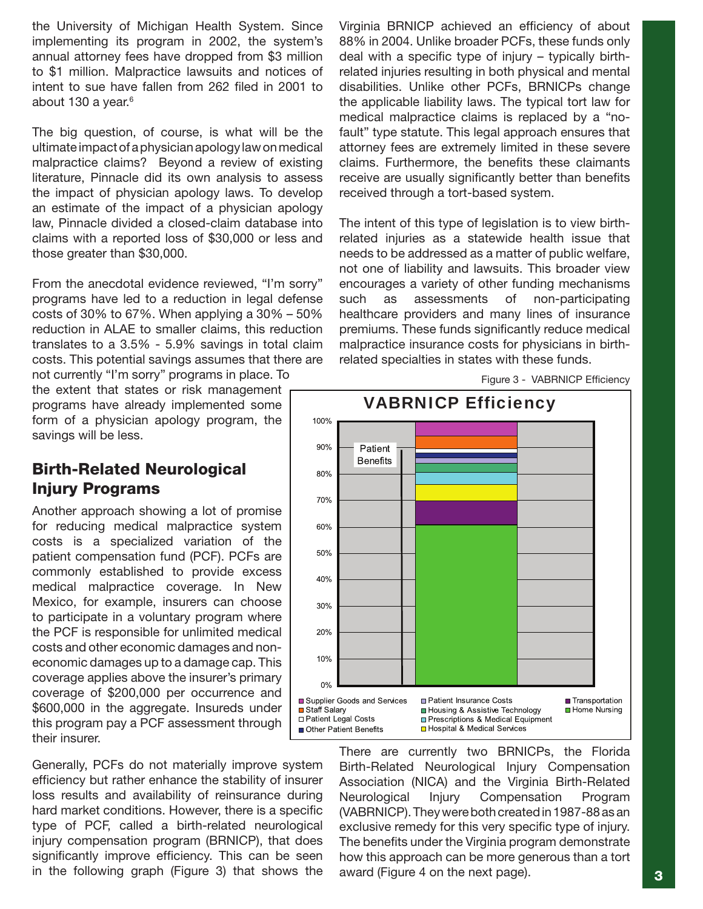the University of Michigan Health System. Since implementing its program in 2002, the system's annual attorney fees have dropped from $3 million to $1 million. Malpractice lawsuits and notices of intent to sue have fallen from 262 filed in 2001 to about 130 a year.[6]

The big question, of course, is what will be the ultimate impact of a physician apology law on medical malpractice claims? Beyond a review of existing literature, Pinnacle did its own analysis to assess the impact of physician apology laws. To develop an estimate of the impact of a physician apology law, Pinnacle divided a closed-claim database into claims with a reported loss of $30,000 or less and those greater than $30,000.

From the anecdotal evidence reviewed, "I'm sorry" programs have led to a reduction in legal defense costs of 30% to 67%. When applying a 30% – 50% reduction in ALAE to smaller claims, this reduction translates to a 3.5% - 5.9% savings in total claim costs. This potential savings assumes that there are not currently "I'm sorry" programs in place. To the extent that states or risk management programs have already implemented some form of a physician apology program, the savings will be less.

## Birth-Related Neurological Injury Programs

Another approach showing a lot of promise for reducing medical malpractice system costs is a specialized variation of the patient compensation fund (PCF). PCFs are commonly established to provide excess medical malpractice coverage. In New Mexico, for example, insurers can choose to participate in a voluntary program where the PCF is responsible for unlimited medical costs and other economic damages and non-economic damages up to a damage cap. This coverage applies above the insurer's primary coverage of $200,000 per occurrence and $600,000 in the aggregate. Insureds under this program pay a PCF assessment through their insurer.

Generally, PCFs do not materially improve system efficiency but rather enhance the stability of insurer loss results and availability of reinsurance during hard market conditions. However, there is a specific type of PCF, called a birth-related neurological injury compensation program (BRNICP), that does significantly improve efficiency. This can be seen in the following graph (Figure 3) that shows the Virginia BRNICP achieved an efficiency of about 88% in 2004. Unlike broader PCFs, these funds only deal with a specific type of injury – typically birth-related injuries resulting in both physical and mental disabilities. Unlike other PCFs, BRNICPs change the applicable liability laws. The typical tort law for medical malpractice claims is replaced by a "no-fault" type statute. This legal approach ensures that attorney fees are extremely limited in these severe claims. Furthermore, the benefits these claimants receive are usually significantly better than benefits received through a tort-based system.

The intent of this type of legislation is to view birth-related injuries as a statewide health issue that needs to be addressed as a matter of public welfare, not one of liability and lawsuits. This broader view encourages a variety of other funding mechanisms such as assessments of non-participating healthcare providers and many lines of insurance premiums. These funds significantly reduce medical malpractice insurance costs for physicians in birth-related specialties in states with these funds.

Figure 3 - VABRNICP Efficiency

There are currently two BRNICPs, the Florida Birth-Related Neurological Injury Compensation Association (NICA) and the Virginia Birth-Related Neurological Injury Compensation Program (VABRNICP). They were both created in 1987-88 as an exclusive remedy for this very specific type of injury. The benefits under the Virginia program demonstrate how this approach can be more generous than a tort award (Figure 4 on the next page).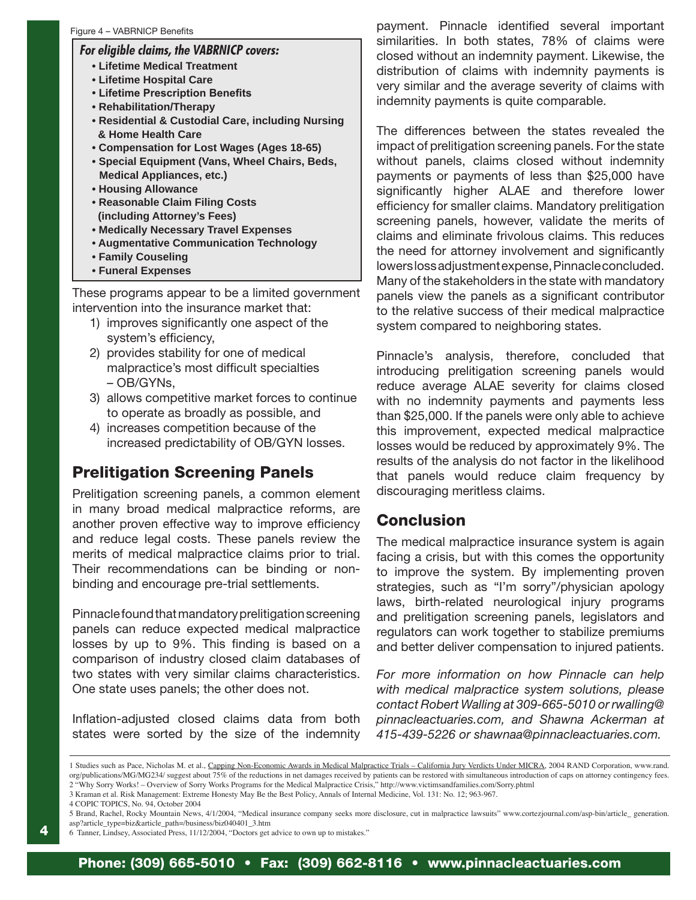Figure 4 – VABRNICP Benefits

***For eligible claims, the VABRNICP covers:***

- **Lifetime Medical Treatment**
- **Lifetime Hospital Care**
- **Lifetime Prescription Benefits**
- **Rehabilitation/Therapy**
- **Residential & Custodial Care, including Nursing & Home Health Care**
- **Compensation for Lost Wages (Ages 18-65)**
- **Special Equipment (Vans, Wheel Chairs, Beds, Medical Appliances, etc.)**
- **Housing Allowance**
- **Reasonable Claim Filing Costs (including Attorney's Fees)**
- **Medically Necessary Travel Expenses**
- **Augmentative Communication Technology**
- **Family Couseling**
- **Funeral Expenses**

These programs appear to be a limited government intervention into the insurance market that:

1) improves significantly one aspect of the system's efficiency,
2) provides stability for one of medical malpractice's most difficult specialties – OB/GYNs,
3) allows competitive market forces to continue to operate as broadly as possible, and
4) increases competition because of the increased predictability of OB/GYN losses.

## Prelitigation Screening Panels

Prelitigation screening panels, a common element in many broad medical malpractice reforms, are another proven effective way to improve efficiency and reduce legal costs. These panels review the merits of medical malpractice claims prior to trial. Their recommendations can be binding or non-binding and encourage pre-trial settlements.

Pinnacle found that mandatory prelitigation screening panels can reduce expected medical malpractice losses by up to 9%. This finding is based on a comparison of industry closed claim databases of two states with very similar claims characteristics. One state uses panels; the other does not.

Inflation-adjusted closed claims data from both states were sorted by the size of the indemnity payment. Pinnacle identified several important similarities. In both states, 78% of claims were closed without an indemnity payment. Likewise, the distribution of claims with indemnity payments is very similar and the average severity of claims with indemnity payments is quite comparable.

The differences between the states revealed the impact of prelitigation screening panels. For the state without panels, claims closed without indemnity payments or payments of less than $25,000 have significantly higher ALAE and therefore lower efficiency for smaller claims. Mandatory prelitigation screening panels, however, validate the merits of claims and eliminate frivolous claims. This reduces the need for attorney involvement and significantly lowers loss adjustment expense, Pinnacle concluded. Many of the stakeholders in the state with mandatory panels view the panels as a significant contributor to the relative success of their medical malpractice system compared to neighboring states.

Pinnacle's analysis, therefore, concluded that introducing prelitigation screening panels would reduce average ALAE severity for claims closed with no indemnity payments and payments less than $25,000. If the panels were only able to achieve this improvement, expected medical malpractice losses would be reduced by approximately 9%. The results of the analysis do not factor in the likelihood that panels would reduce claim frequency by discouraging meritless claims.

## Conclusion

The medical malpractice insurance system is again facing a crisis, but with this comes the opportunity to improve the system. By implementing proven strategies, such as "I'm sorry"/physician apology laws, birth-related neurological injury programs and prelitigation screening panels, legislators and regulators can work together to stabilize premiums and better deliver compensation to injured patients.

*For more information on how Pinnacle can help with medical malpractice system solutions, please contact Robert Walling at 309-665-5010 or rwalling@pinnacleactuaries.com, and Shawna Ackerman at 415-439-5226 or shawnaa@pinnacleactuaries.com.*

---

1 Studies such as Pace, Nicholas M. et al., Capping Non-Economic Awards in Medical Malpractice Trials – California Jury Verdicts Under MICRA, 2004 RAND Corporation, www.rand.org/publications/MG/MG234/ suggest about 75% of the reductions in net damages received by patients can be restored with simultaneous introduction of caps on attorney contingency fees.

2 "Why Sorry Works! – Overview of Sorry Works Programs for the Medical Malpractice Crisis," http://www.victimsandfamilies.com/Sorry.phtml

3 Kraman et al. Risk Management: Extreme Honesty May Be the Best Policy, Annals of Internal Medicine, Vol. 131: No. 12; 963-967.

4 COPIC TOPICS, No. 94, October 2004

5 Brand, Rachel, Rocky Mountain News, 4/1/2004, "Medical insurance company seeks more disclosure, cut in malpractice lawsuits" www.cortezjournal.com/asp-bin/article_ generation.asp?article_type=biz&article_path=/business/biz040401_3.htm

6 Tanner, Lindsey, Associated Press, 11/12/2004, "Doctors get advice to own up to mistakes."